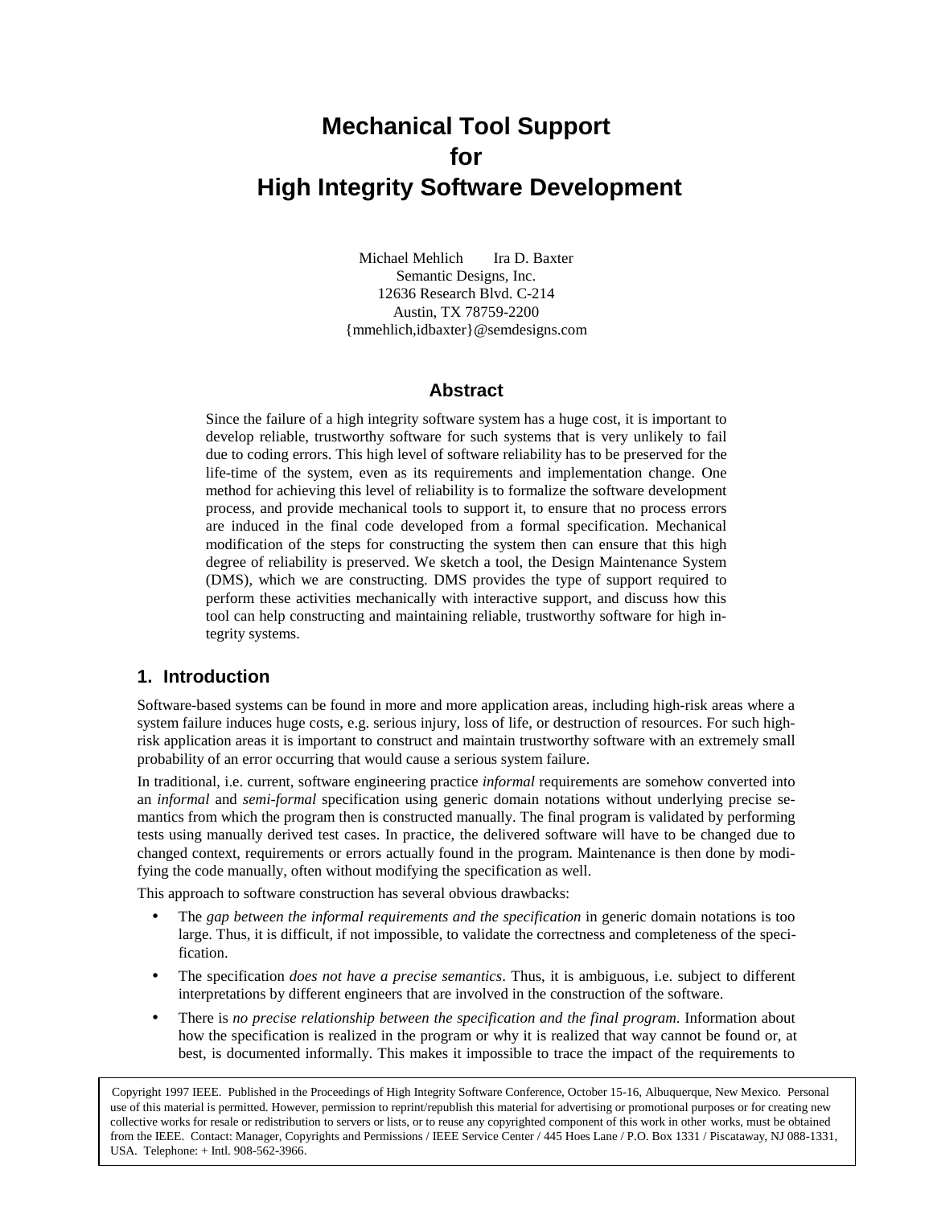# Mechanical Tool Support for High Integrity Software Development

Michael Mehlich    Ira D. Baxter
Semantic Designs, Inc.
12636 Research Blvd. C-214
Austin, TX 78759-2200
{mmehlich,idbaxter}@semdesigns.com

## Abstract

Since the failure of a high integrity software system has a huge cost, it is important to develop reliable, trustworthy software for such systems that is very unlikely to fail due to coding errors. This high level of software reliability has to be preserved for the life-time of the system, even as its requirements and implementation change. One method for achieving this level of reliability is to formalize the software development process, and provide mechanical tools to support it, to ensure that no process errors are induced in the final code developed from a formal specification. Mechanical modification of the steps for constructing the system then can ensure that this high degree of reliability is preserved. We sketch a tool, the Design Maintenance System (DMS), which we are constructing. DMS provides the type of support required to perform these activities mechanically with interactive support, and discuss how this tool can help constructing and maintaining reliable, trustworthy software for high integrity systems.

## 1. Introduction

Software-based systems can be found in more and more application areas, including high-risk areas where a system failure induces huge costs, e.g. serious injury, loss of life, or destruction of resources. For such high-risk application areas it is important to construct and maintain trustworthy software with an extremely small probability of an error occurring that would cause a serious system failure.

In traditional, i.e. current, software engineering practice *informal* requirements are somehow converted into an *informal* and *semi-formal* specification using generic domain notations without underlying precise semantics from which the program then is constructed manually. The final program is validated by performing tests using manually derived test cases. In practice, the delivered software will have to be changed due to changed context, requirements or errors actually found in the program. Maintenance is then done by modifying the code manually, often without modifying the specification as well.

This approach to software construction has several obvious drawbacks:

- The *gap between the informal requirements and the specification* in generic domain notations is too large. Thus, it is difficult, if not impossible, to validate the correctness and completeness of the specification.
- The specification *does not have a precise semantics*. Thus, it is ambiguous, i.e. subject to different interpretations by different engineers that are involved in the construction of the software.
- There is *no precise relationship between the specification and the final program*. Information about how the specification is realized in the program or why it is realized that way cannot be found or, at best, is documented informally. This makes it impossible to trace the impact of the requirements to

Copyright 1997 IEEE. Published in the Proceedings of High Integrity Software Conference, October 15-16, Albuquerque, New Mexico. Personal use of this material is permitted. However, permission to reprint/republish this material for advertising or promotional purposes or for creating new collective works for resale or redistribution to servers or lists, or to reuse any copyrighted component of this work in other works, must be obtained from the IEEE. Contact: Manager, Copyrights and Permissions / IEEE Service Center / 445 Hoes Lane / P.O. Box 1331 / Piscataway, NJ 088-1331, USA. Telephone: + Intl. 908-562-3966.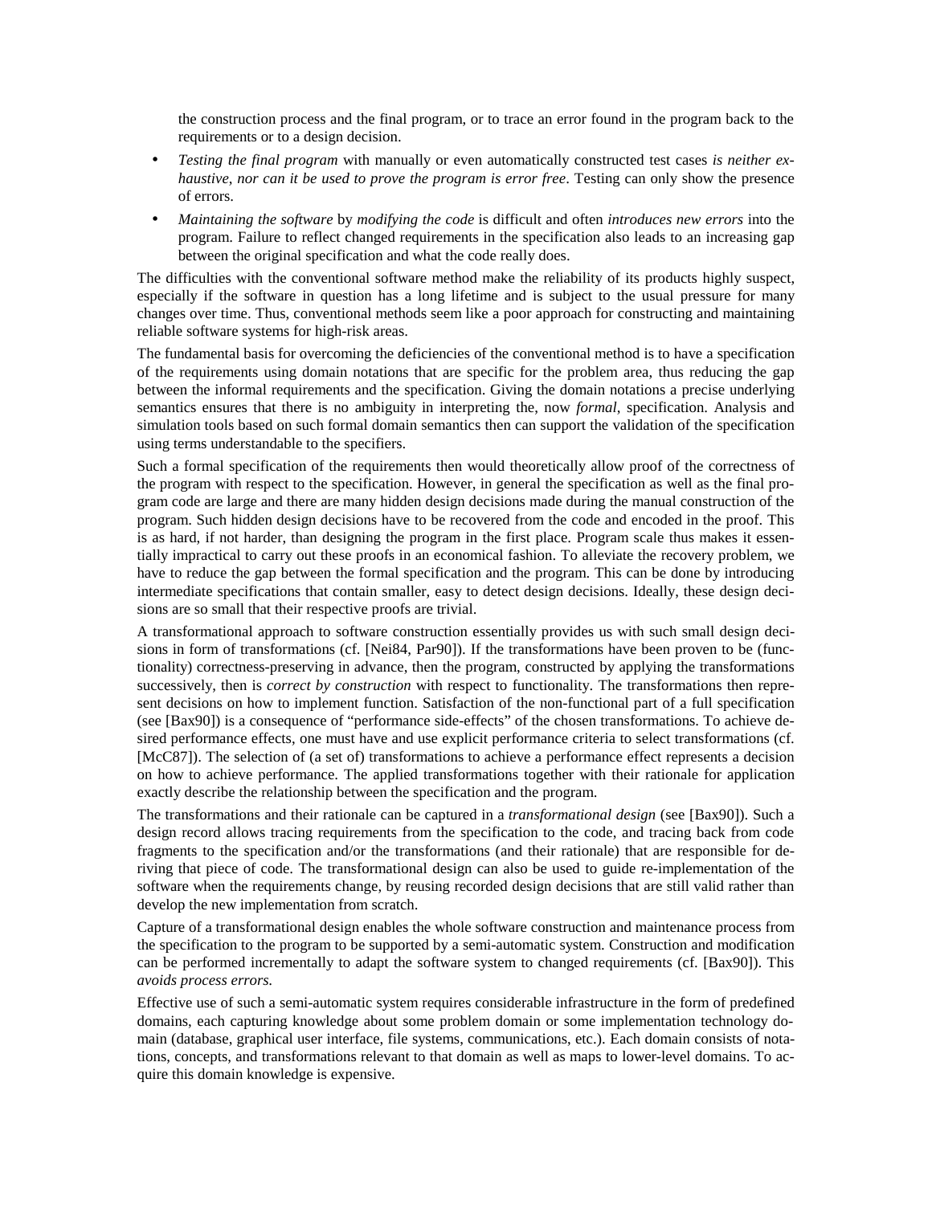the construction process and the final program, or to trace an error found in the program back to the requirements or to a design decision.

- *Testing the final program* with manually or even automatically constructed test cases *is neither exhaustive, nor can it be used to prove the program is error free*. Testing can only show the presence of errors.
- *Maintaining the software* by *modifying the code* is difficult and often *introduces new errors* into the program. Failure to reflect changed requirements in the specification also leads to an increasing gap between the original specification and what the code really does.

The difficulties with the conventional software method make the reliability of its products highly suspect, especially if the software in question has a long lifetime and is subject to the usual pressure for many changes over time. Thus, conventional methods seem like a poor approach for constructing and maintaining reliable software systems for high-risk areas.

The fundamental basis for overcoming the deficiencies of the conventional method is to have a specification of the requirements using domain notations that are specific for the problem area, thus reducing the gap between the informal requirements and the specification. Giving the domain notations a precise underlying semantics ensures that there is no ambiguity in interpreting the, now *formal*, specification. Analysis and simulation tools based on such formal domain semantics then can support the validation of the specification using terms understandable to the specifiers.

Such a formal specification of the requirements then would theoretically allow proof of the correctness of the program with respect to the specification. However, in general the specification as well as the final program code are large and there are many hidden design decisions made during the manual construction of the program. Such hidden design decisions have to be recovered from the code and encoded in the proof. This is as hard, if not harder, than designing the program in the first place. Program scale thus makes it essentially impractical to carry out these proofs in an economical fashion. To alleviate the recovery problem, we have to reduce the gap between the formal specification and the program. This can be done by introducing intermediate specifications that contain smaller, easy to detect design decisions. Ideally, these design decisions are so small that their respective proofs are trivial.

A transformational approach to software construction essentially provides us with such small design decisions in form of transformations (cf. [Nei84, Par90]). If the transformations have been proven to be (functionality) correctness-preserving in advance, then the program, constructed by applying the transformations successively, then is *correct by construction* with respect to functionality. The transformations then represent decisions on how to implement function. Satisfaction of the non-functional part of a full specification (see [Bax90]) is a consequence of "performance side-effects" of the chosen transformations. To achieve desired performance effects, one must have and use explicit performance criteria to select transformations (cf. [McC87]). The selection of (a set of) transformations to achieve a performance effect represents a decision on how to achieve performance. The applied transformations together with their rationale for application exactly describe the relationship between the specification and the program.

The transformations and their rationale can be captured in a *transformational design* (see [Bax90]). Such a design record allows tracing requirements from the specification to the code, and tracing back from code fragments to the specification and/or the transformations (and their rationale) that are responsible for deriving that piece of code. The transformational design can also be used to guide re-implementation of the software when the requirements change, by reusing recorded design decisions that are still valid rather than develop the new implementation from scratch.

Capture of a transformational design enables the whole software construction and maintenance process from the specification to the program to be supported by a semi-automatic system. Construction and modification can be performed incrementally to adapt the software system to changed requirements (cf. [Bax90]). This *avoids process errors.*

Effective use of such a semi-automatic system requires considerable infrastructure in the form of predefined domains, each capturing knowledge about some problem domain or some implementation technology domain (database, graphical user interface, file systems, communications, etc.). Each domain consists of notations, concepts, and transformations relevant to that domain as well as maps to lower-level domains. To acquire this domain knowledge is expensive.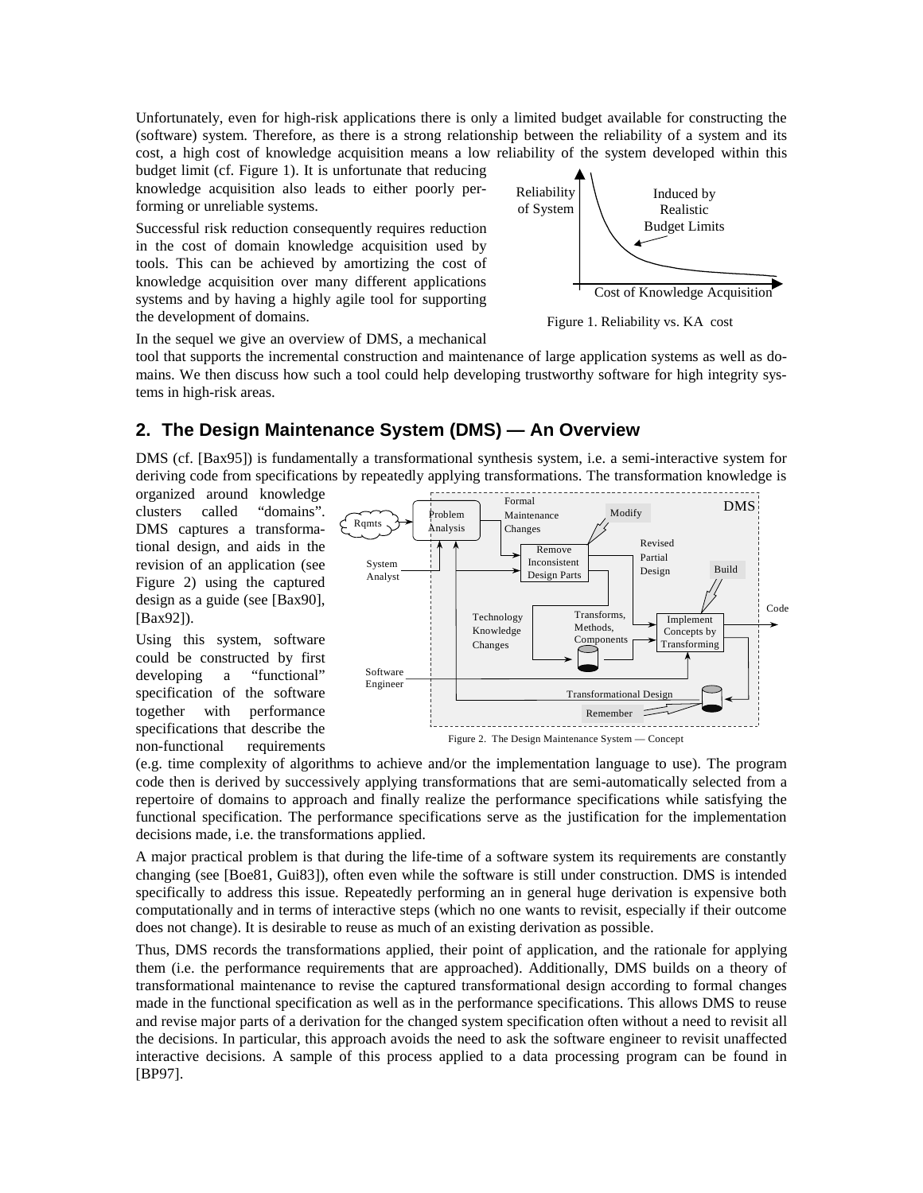Unfortunately, even for high-risk applications there is only a limited budget available for constructing the (software) system. Therefore, as there is a strong relationship between the reliability of a system and its cost, a high cost of knowledge acquisition means a low reliability of the system developed within this budget limit (cf. Figure 1). It is unfortunate that reducing knowledge acquisition also leads to either poorly performing or unreliable systems.

Successful risk reduction consequently requires reduction in the cost of domain knowledge acquisition used by tools. This can be achieved by amortizing the cost of knowledge acquisition over many different applications systems and by having a highly agile tool for supporting the development of domains.

Figure 1. Reliability vs. KA cost

In the sequel we give an overview of DMS, a mechanical tool that supports the incremental construction and maintenance of large application systems as well as domains. We then discuss how such a tool could help developing trustworthy software for high integrity systems in high-risk areas.

## 2. The Design Maintenance System (DMS) — An Overview

DMS (cf. [Bax95]) is fundamentally a transformational synthesis system, i.e. a semi-interactive system for deriving code from specifications by repeatedly applying transformations. The transformation knowledge is organized around knowledge clusters called "domains". DMS captures a transformational design, and aids in the revision of an application (see Figure 2) using the captured design as a guide (see [Bax90], [Bax92]).

Using this system, software could be constructed by first developing a "functional" specification of the software together with performance specifications that describe the non-functional requirements (e.g. time complexity of algorithms to achieve and/or the implementation language to use). The program code then is derived by successively applying transformations that are semi-automatically selected from a repertoire of domains to approach and finally realize the performance specifications while satisfying the functional specification. The performance specifications serve as the justification for the implementation decisions made, i.e. the transformations applied.

Figure 2. The Design Maintenance System — Concept

A major practical problem is that during the life-time of a software system its requirements are constantly changing (see [Boe81, Gui83]), often even while the software is still under construction. DMS is intended specifically to address this issue. Repeatedly performing an in general huge derivation is expensive both computationally and in terms of interactive steps (which no one wants to revisit, especially if their outcome does not change). It is desirable to reuse as much of an existing derivation as possible.

Thus, DMS records the transformations applied, their point of application, and the rationale for applying them (i.e. the performance requirements that are approached). Additionally, DMS builds on a theory of transformational maintenance to revise the captured transformational design according to formal changes made in the functional specification as well as in the performance specifications. This allows DMS to reuse and revise major parts of a derivation for the changed system specification often without a need to revisit all the decisions. In particular, this approach avoids the need to ask the software engineer to revisit unaffected interactive decisions. A sample of this process applied to a data processing program can be found in [BP97].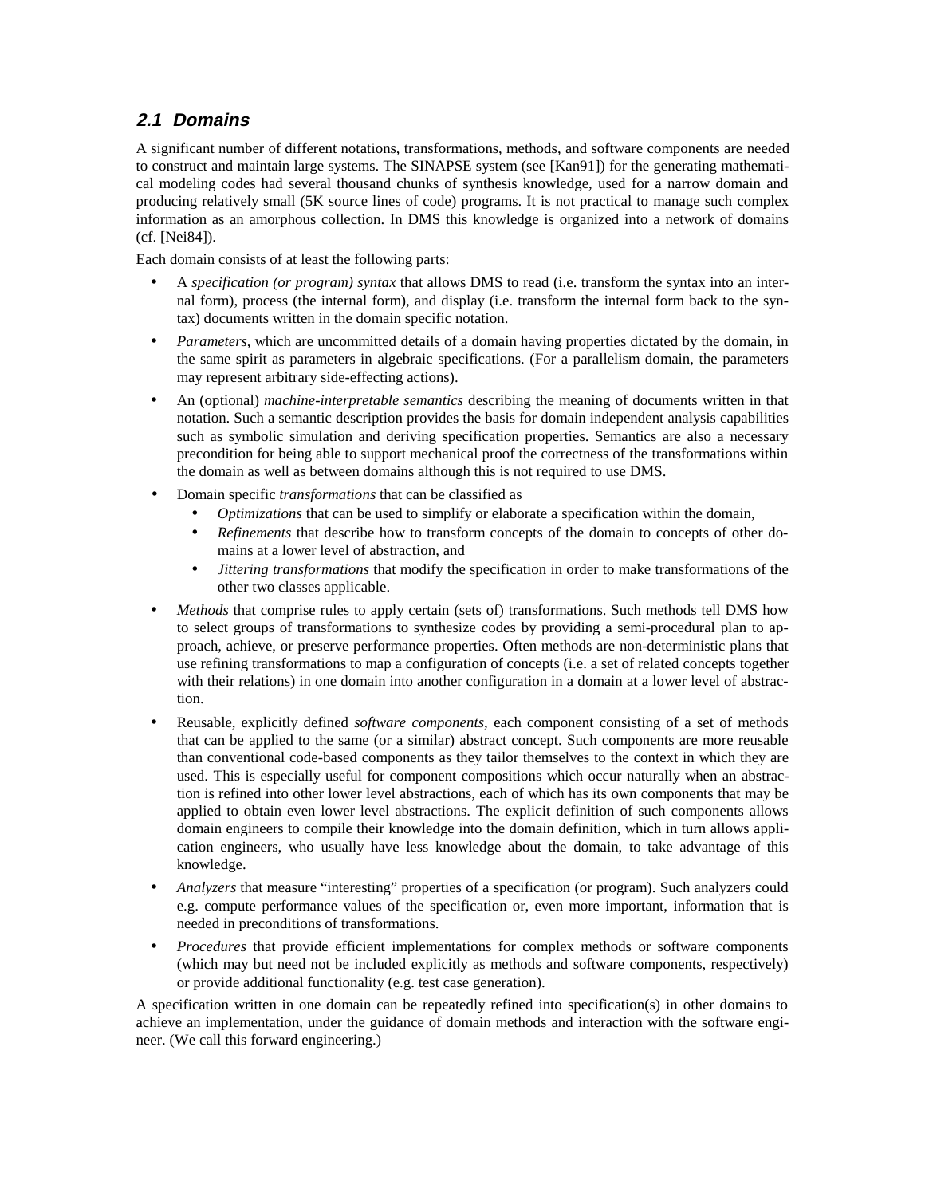## 2.1 Domains

A significant number of different notations, transformations, methods, and software components are needed to construct and maintain large systems. The SINAPSE system (see [Kan91]) for the generating mathematical modeling codes had several thousand chunks of synthesis knowledge, used for a narrow domain and producing relatively small (5K source lines of code) programs. It is not practical to manage such complex information as an amorphous collection. In DMS this knowledge is organized into a network of domains (cf. [Nei84]).

Each domain consists of at least the following parts:

- A *specification (or program) syntax* that allows DMS to read (i.e. transform the syntax into an internal form), process (the internal form), and display (i.e. transform the internal form back to the syntax) documents written in the domain specific notation.
- *Parameters*, which are uncommitted details of a domain having properties dictated by the domain, in the same spirit as parameters in algebraic specifications. (For a parallelism domain, the parameters may represent arbitrary side-effecting actions).
- An (optional) *machine-interpretable semantics* describing the meaning of documents written in that notation. Such a semantic description provides the basis for domain independent analysis capabilities such as symbolic simulation and deriving specification properties. Semantics are also a necessary precondition for being able to support mechanical proof the correctness of the transformations within the domain as well as between domains although this is not required to use DMS.
- Domain specific *transformations* that can be classified as
  - *Optimizations* that can be used to simplify or elaborate a specification within the domain,
  - *Refinements* that describe how to transform concepts of the domain to concepts of other domains at a lower level of abstraction, and
  - *Jittering transformations* that modify the specification in order to make transformations of the other two classes applicable.
- *Methods* that comprise rules to apply certain (sets of) transformations. Such methods tell DMS how to select groups of transformations to synthesize codes by providing a semi-procedural plan to approach, achieve, or preserve performance properties. Often methods are non-deterministic plans that use refining transformations to map a configuration of concepts (i.e. a set of related concepts together with their relations) in one domain into another configuration in a domain at a lower level of abstraction.
- Reusable, explicitly defined *software components*, each component consisting of a set of methods that can be applied to the same (or a similar) abstract concept. Such components are more reusable than conventional code-based components as they tailor themselves to the context in which they are used. This is especially useful for component compositions which occur naturally when an abstraction is refined into other lower level abstractions, each of which has its own components that may be applied to obtain even lower level abstractions. The explicit definition of such components allows domain engineers to compile their knowledge into the domain definition, which in turn allows application engineers, who usually have less knowledge about the domain, to take advantage of this knowledge.
- *Analyzers* that measure "interesting" properties of a specification (or program). Such analyzers could e.g. compute performance values of the specification or, even more important, information that is needed in preconditions of transformations.
- *Procedures* that provide efficient implementations for complex methods or software components (which may but need not be included explicitly as methods and software components, respectively) or provide additional functionality (e.g. test case generation).

A specification written in one domain can be repeatedly refined into specification(s) in other domains to achieve an implementation, under the guidance of domain methods and interaction with the software engineer. (We call this forward engineering.)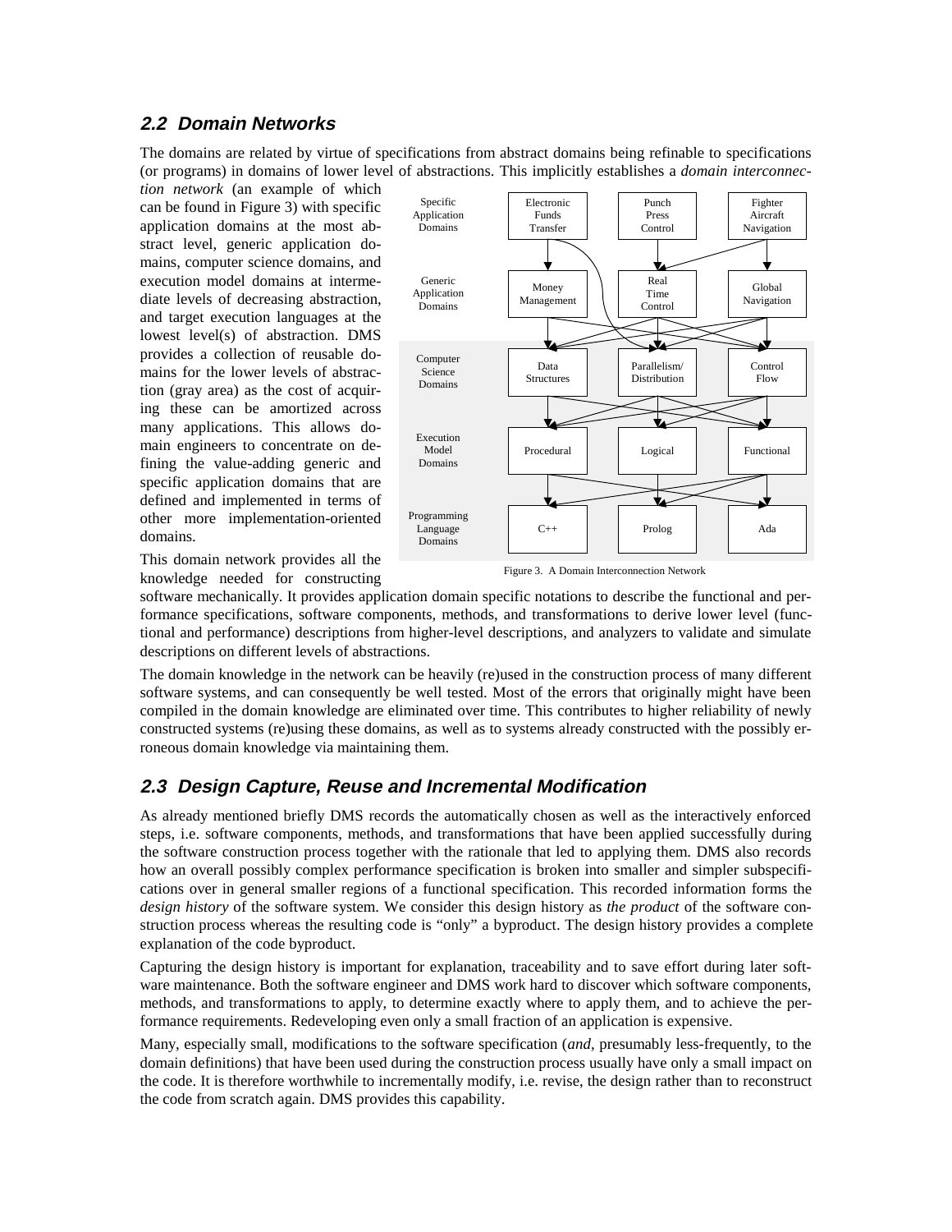## 2.2 Domain Networks

The domains are related by virtue of specifications from abstract domains being refinable to specifications (or programs) in domains of lower level of abstractions. This implicitly establishes a *domain interconnection network* (an example of which can be found in Figure 3) with specific application domains at the most abstract level, generic application domains, computer science domains, and execution model domains at intermediate levels of decreasing abstraction, and target execution languages at the lowest level(s) of abstraction. DMS provides a collection of reusable domains for the lower levels of abstraction (gray area) as the cost of acquiring these can be amortized across many applications. This allows domain engineers to concentrate on defining the value-adding generic and specific application domains that are defined and implemented in terms of other more implementation-oriented domains.

Figure 3. A Domain Interconnection Network

This domain network provides all the knowledge needed for constructing software mechanically. It provides application domain specific notations to describe the functional and performance specifications, software components, methods, and transformations to derive lower level (functional and performance) descriptions from higher-level descriptions, and analyzers to validate and simulate descriptions on different levels of abstractions.

The domain knowledge in the network can be heavily (re)used in the construction process of many different software systems, and can consequently be well tested. Most of the errors that originally might have been compiled in the domain knowledge are eliminated over time. This contributes to higher reliability of newly constructed systems (re)using these domains, as well as to systems already constructed with the possibly erroneous domain knowledge via maintaining them.

## 2.3 Design Capture, Reuse and Incremental Modification

As already mentioned briefly DMS records the automatically chosen as well as the interactively enforced steps, i.e. software components, methods, and transformations that have been applied successfully during the software construction process together with the rationale that led to applying them. DMS also records how an overall possibly complex performance specification is broken into smaller and simpler subspecifications over in general smaller regions of a functional specification. This recorded information forms the *design history* of the software system. We consider this design history as *the product* of the software construction process whereas the resulting code is "only" a byproduct. The design history provides a complete explanation of the code byproduct.

Capturing the design history is important for explanation, traceability and to save effort during later software maintenance. Both the software engineer and DMS work hard to discover which software components, methods, and transformations to apply, to determine exactly where to apply them, and to achieve the performance requirements. Redeveloping even only a small fraction of an application is expensive.

Many, especially small, modifications to the software specification (*and*, presumably less-frequently, to the domain definitions) that have been used during the construction process usually have only a small impact on the code. It is therefore worthwhile to incrementally modify, i.e. revise, the design rather than to reconstruct the code from scratch again. DMS provides this capability.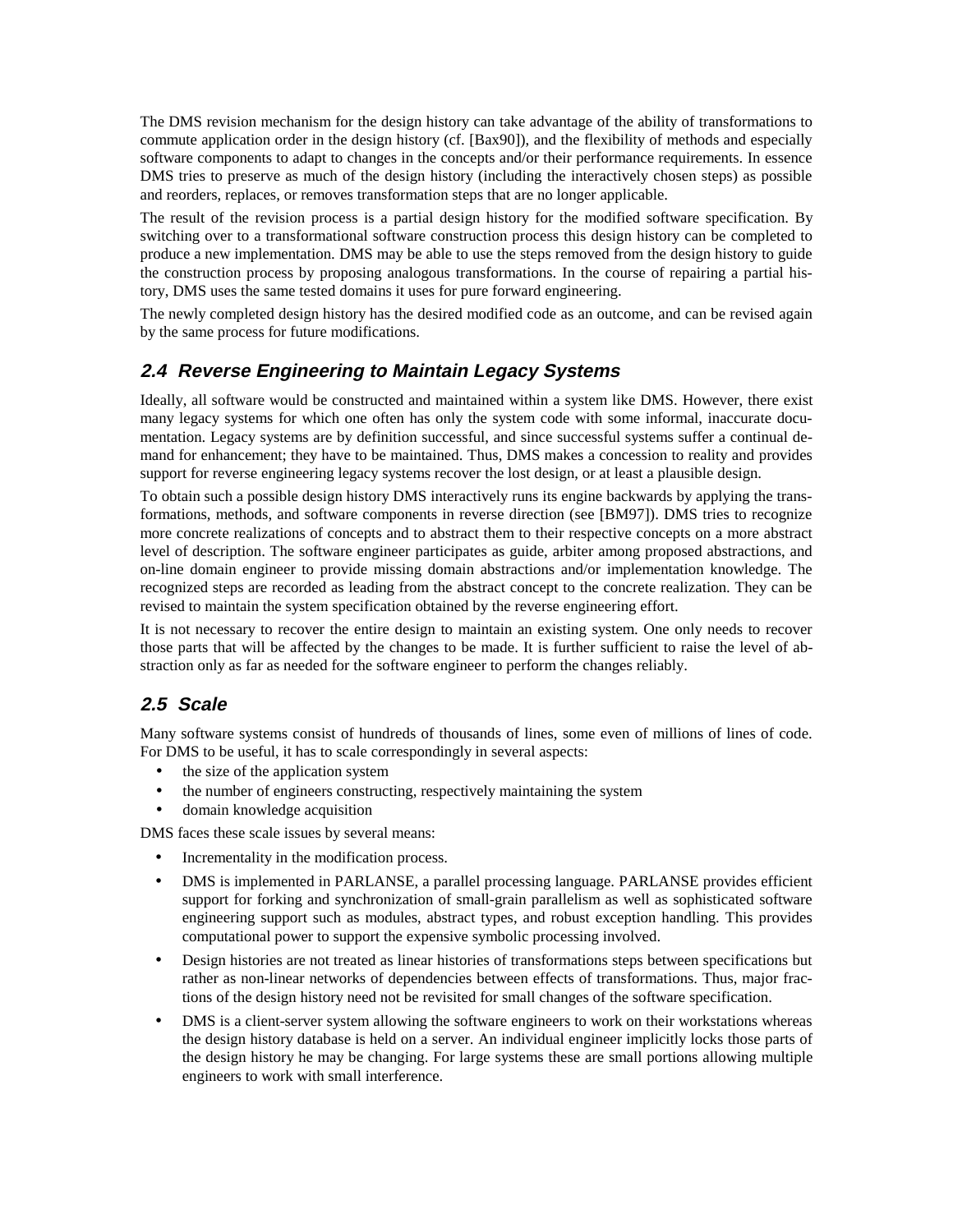The DMS revision mechanism for the design history can take advantage of the ability of transformations to commute application order in the design history (cf. [Bax90]), and the flexibility of methods and especially software components to adapt to changes in the concepts and/or their performance requirements. In essence DMS tries to preserve as much of the design history (including the interactively chosen steps) as possible and reorders, replaces, or removes transformation steps that are no longer applicable.

The result of the revision process is a partial design history for the modified software specification. By switching over to a transformational software construction process this design history can be completed to produce a new implementation. DMS may be able to use the steps removed from the design history to guide the construction process by proposing analogous transformations. In the course of repairing a partial history, DMS uses the same tested domains it uses for pure forward engineering.

The newly completed design history has the desired modified code as an outcome, and can be revised again by the same process for future modifications.

## 2.4 Reverse Engineering to Maintain Legacy Systems

Ideally, all software would be constructed and maintained within a system like DMS. However, there exist many legacy systems for which one often has only the system code with some informal, inaccurate documentation. Legacy systems are by definition successful, and since successful systems suffer a continual demand for enhancement; they have to be maintained. Thus, DMS makes a concession to reality and provides support for reverse engineering legacy systems recover the lost design, or at least a plausible design.

To obtain such a possible design history DMS interactively runs its engine backwards by applying the transformations, methods, and software components in reverse direction (see [BM97]). DMS tries to recognize more concrete realizations of concepts and to abstract them to their respective concepts on a more abstract level of description. The software engineer participates as guide, arbiter among proposed abstractions, and on-line domain engineer to provide missing domain abstractions and/or implementation knowledge. The recognized steps are recorded as leading from the abstract concept to the concrete realization. They can be revised to maintain the system specification obtained by the reverse engineering effort.

It is not necessary to recover the entire design to maintain an existing system. One only needs to recover those parts that will be affected by the changes to be made. It is further sufficient to raise the level of abstraction only as far as needed for the software engineer to perform the changes reliably.

## 2.5 Scale

Many software systems consist of hundreds of thousands of lines, some even of millions of lines of code. For DMS to be useful, it has to scale correspondingly in several aspects:

- the size of the application system
- the number of engineers constructing, respectively maintaining the system
- domain knowledge acquisition

DMS faces these scale issues by several means:

- Incrementality in the modification process.
- DMS is implemented in PARLANSE, a parallel processing language. PARLANSE provides efficient support for forking and synchronization of small-grain parallelism as well as sophisticated software engineering support such as modules, abstract types, and robust exception handling. This provides computational power to support the expensive symbolic processing involved.
- Design histories are not treated as linear histories of transformations steps between specifications but rather as non-linear networks of dependencies between effects of transformations. Thus, major fractions of the design history need not be revisited for small changes of the software specification.
- DMS is a client-server system allowing the software engineers to work on their workstations whereas the design history database is held on a server. An individual engineer implicitly locks those parts of the design history he may be changing. For large systems these are small portions allowing multiple engineers to work with small interference.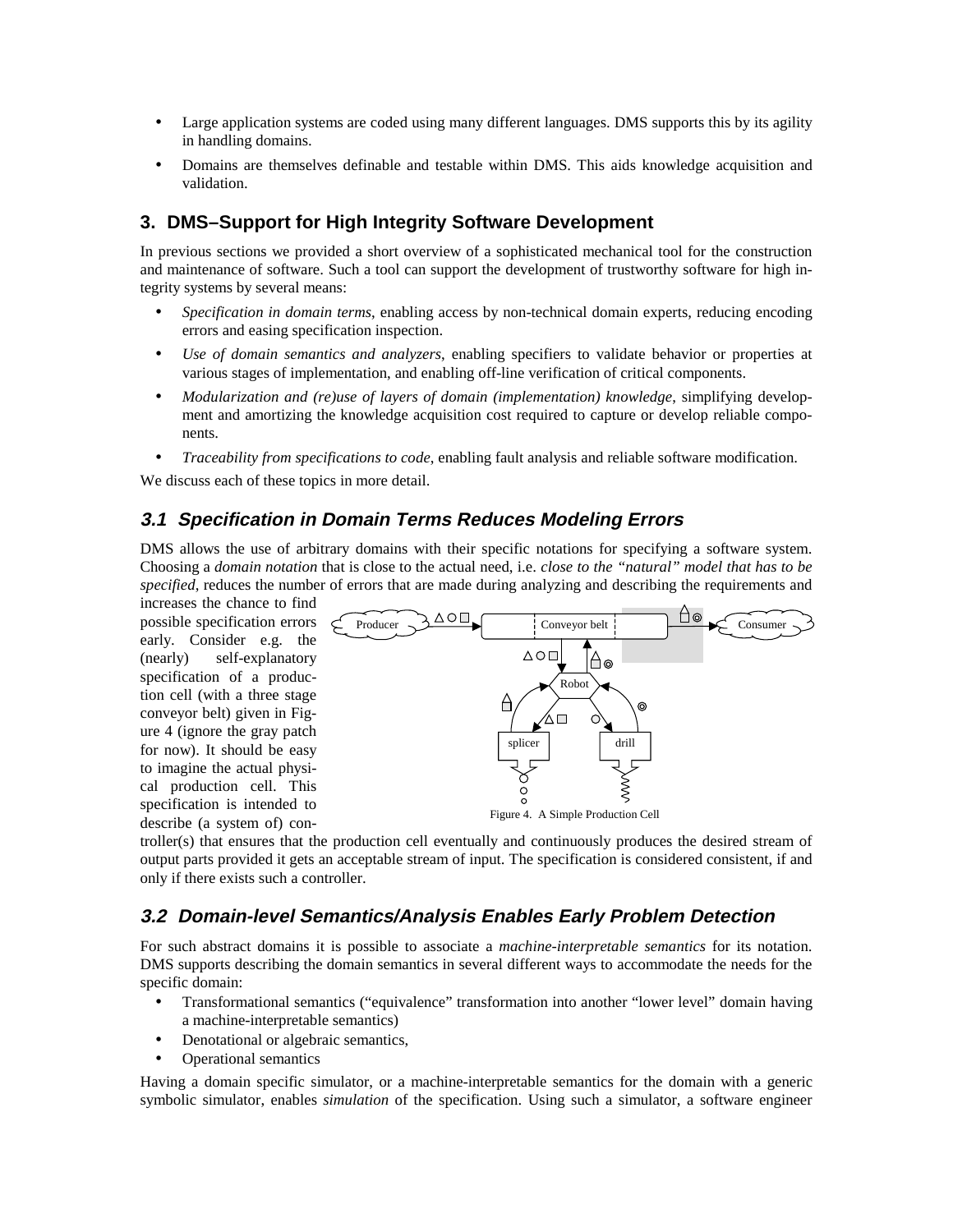- Large application systems are coded using many different languages. DMS supports this by its agility in handling domains.
- Domains are themselves definable and testable within DMS. This aids knowledge acquisition and validation.

## 3. DMS–Support for High Integrity Software Development

In previous sections we provided a short overview of a sophisticated mechanical tool for the construction and maintenance of software. Such a tool can support the development of trustworthy software for high integrity systems by several means:

- *Specification in domain terms*, enabling access by non-technical domain experts, reducing encoding errors and easing specification inspection.
- *Use of domain semantics and analyzers*, enabling specifiers to validate behavior or properties at various stages of implementation, and enabling off-line verification of critical components.
- *Modularization and (re)use of layers of domain (implementation) knowledge*, simplifying development and amortizing the knowledge acquisition cost required to capture or develop reliable components.
- *Traceability from specifications to code*, enabling fault analysis and reliable software modification.

We discuss each of these topics in more detail.

### 3.1 Specification in Domain Terms Reduces Modeling Errors

DMS allows the use of arbitrary domains with their specific notations for specifying a software system. Choosing a *domain notation* that is close to the actual need, i.e. *close to the "natural" model that has to be specified*, reduces the number of errors that are made during analyzing and describing the requirements and increases the chance to find possible specification errors early. Consider e.g. the (nearly) self-explanatory specification of a production cell (with a three stage conveyor belt) given in Figure 4 (ignore the gray patch for now). It should be easy to imagine the actual physical production cell. This specification is intended to describe (a system of) controller(s) that ensures that the production cell eventually and continuously produces the desired stream of output parts provided it gets an acceptable stream of input. The specification is considered consistent, if and only if there exists such a controller.

Figure 4. A Simple Production Cell

### 3.2 Domain-level Semantics/Analysis Enables Early Problem Detection

For such abstract domains it is possible to associate a *machine-interpretable semantics* for its notation. DMS supports describing the domain semantics in several different ways to accommodate the needs for the specific domain:

- Transformational semantics ("equivalence" transformation into another "lower level" domain having a machine-interpretable semantics)
- Denotational or algebraic semantics,
- Operational semantics

Having a domain specific simulator, or a machine-interpretable semantics for the domain with a generic symbolic simulator, enables *simulation* of the specification. Using such a simulator, a software engineer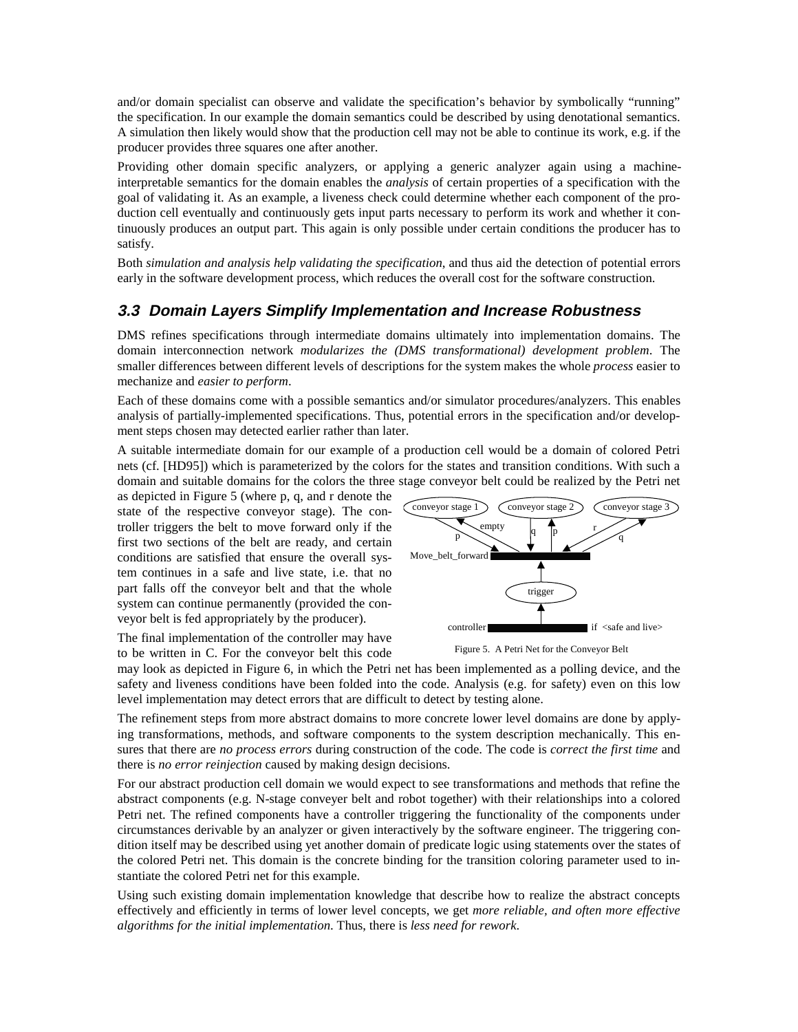and/or domain specialist can observe and validate the specification's behavior by symbolically "running" the specification. In our example the domain semantics could be described by using denotational semantics. A simulation then likely would show that the production cell may not be able to continue its work, e.g. if the producer provides three squares one after another.

Providing other domain specific analyzers, or applying a generic analyzer again using a machine-interpretable semantics for the domain enables the *analysis* of certain properties of a specification with the goal of validating it. As an example, a liveness check could determine whether each component of the production cell eventually and continuously gets input parts necessary to perform its work and whether it continuously produces an output part. This again is only possible under certain conditions the producer has to satisfy.

Both *simulation and analysis help validating the specification*, and thus aid the detection of potential errors early in the software development process, which reduces the overall cost for the software construction.

### 3.3 Domain Layers Simplify Implementation and Increase Robustness

DMS refines specifications through intermediate domains ultimately into implementation domains. The domain interconnection network *modularizes the (DMS transformational) development problem*. The smaller differences between different levels of descriptions for the system makes the whole *process* easier to mechanize and *easier to perform*.

Each of these domains come with a possible semantics and/or simulator procedures/analyzers. This enables analysis of partially-implemented specifications. Thus, potential errors in the specification and/or development steps chosen may detected earlier rather than later.

A suitable intermediate domain for our example of a production cell would be a domain of colored Petri nets (cf. [HD95]) which is parameterized by the colors for the states and transition conditions. With such a domain and suitable domains for the colors the three stage conveyor belt could be realized by the Petri net as depicted in Figure 5 (where p, q, and r denote the state of the respective conveyor stage). The controller triggers the belt to move forward only if the first two sections of the belt are ready, and certain conditions are satisfied that ensure the overall system continues in a safe and live state, i.e. that no part falls off the conveyor belt and that the whole system can continue permanently (provided the conveyor belt is fed appropriately by the producer).

Figure 5. A Petri Net for the Conveyor Belt

The final implementation of the controller may have to be written in C. For the conveyor belt this code may look as depicted in Figure 6, in which the Petri net has been implemented as a polling device, and the safety and liveness conditions have been folded into the code. Analysis (e.g. for safety) even on this low level implementation may detect errors that are difficult to detect by testing alone.

The refinement steps from more abstract domains to more concrete lower level domains are done by applying transformations, methods, and software components to the system description mechanically. This ensures that there are *no process errors* during construction of the code. The code is *correct the first time* and there is *no error reinjection* caused by making design decisions.

For our abstract production cell domain we would expect to see transformations and methods that refine the abstract components (e.g. N-stage conveyer belt and robot together) with their relationships into a colored Petri net. The refined components have a controller triggering the functionality of the components under circumstances derivable by an analyzer or given interactively by the software engineer. The triggering condition itself may be described using yet another domain of predicate logic using statements over the states of the colored Petri net. This domain is the concrete binding for the transition coloring parameter used to instantiate the colored Petri net for this example.

Using such existing domain implementation knowledge that describe how to realize the abstract concepts effectively and efficiently in terms of lower level concepts, we get *more reliable, and often more effective algorithms for the initial implementation*. Thus, there is *less need for rework*.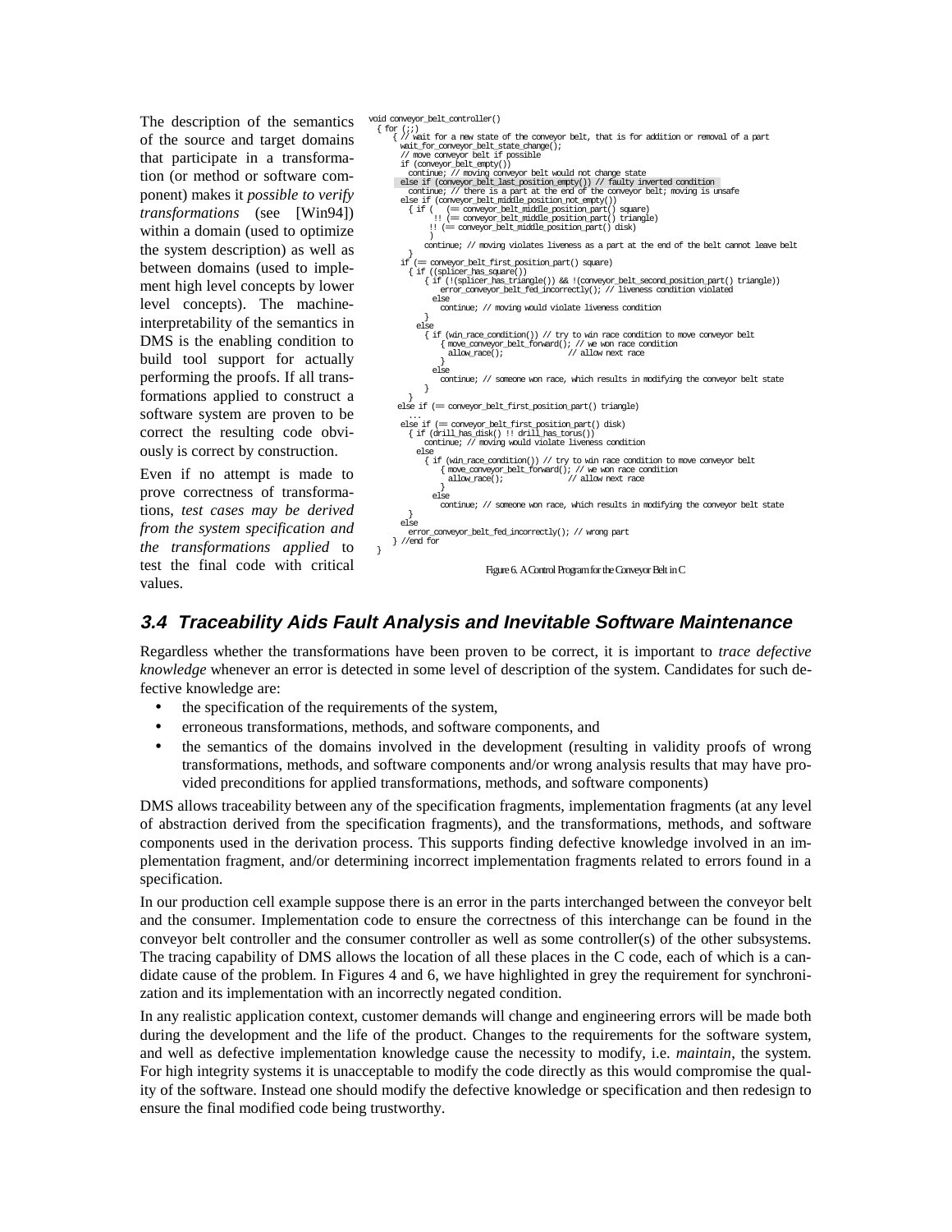The description of the semantics of the source and target domains that participate in a transformation (or method or software component) makes it *possible to verify transformations* (see [Win94]) within a domain (used to optimize the system description) as well as between domains (used to implement high level concepts by lower level concepts). The machine-interpretability of the semantics in DMS is the enabling condition to build tool support for actually performing the proofs. If all transformations applied to construct a software system are proven to be correct the resulting code obviously is correct by construction.

Even if no attempt is made to prove correctness of transformations, *test cases may be derived from the system specification and the transformations applied* to test the final code with critical values.

```
void conveyor_belt_controller()
  { for (;;)
    { // wait for a new state of the conveyor belt, that is for addition or removal of a part
      wait_for_conveyor_belt_state_change();
      // move conveyor belt if possible
      if (conveyor_belt_empty())
        continue; // moving conveyor belt would not change state
      else if (conveyor_belt_last_position_empty()) // faulty inverted condition
        continue; // there is a part at the end of the conveyor belt; moving is unsafe
      else if (conveyor_belt_middle_position_not_empty())
        { if (   (== conveyor_belt_middle_position_part() square)
              !! (== conveyor_belt_middle_position_part() triangle)
              !! (== conveyor_belt_middle_position_part() disk)
             )
            continue; // moving violates liveness as a part at the end of the belt cannot leave belt
        }
      if (== conveyor_belt_first_position_part() square)
        { if ((splicer_has_square())
            { if (!(splicer_has_triangle()) && !(conveyor_belt_second_position_part() triangle))
                error_conveyor_belt_fed_incorrectly(); // liveness condition violated
              else
                continue; // moving would violate liveness condition
            }
          else
            { if (win_race_condition()) // try to win race condition to move conveyor belt
                { move_conveyor_belt_forward(); // we won race condition
                  allow_race();               // allow next race
                }
              else
                continue; // someone won race, which results in modifying the conveyor belt state
            }
        }
      else if (== conveyor_belt_first_position_part() triangle)
        ...
      else if (== conveyor_belt_first_position_part() disk)
        { if (drill_has_disk() !! drill_has_torus())
            continue; // moving would violate liveness condition
          else
            { if (win_race_condition()) // try to win race condition to move conveyor belt
                { move_conveyor_belt_forward(); // we won race condition
                  allow_race();               // allow next race
                }
              else
                continue; // someone won race, which results in modifying the conveyor belt state
            }
        }
      else
        error_conveyor_belt_fed_incorrectly(); // wrong part
    } //end for
}
```

Figure 6. A Control Program for the Conveyor Belt in C

## 3.4 Traceability Aids Fault Analysis and Inevitable Software Maintenance

Regardless whether the transformations have been proven to be correct, it is important to *trace defective knowledge* whenever an error is detected in some level of description of the system. Candidates for such defective knowledge are:

- the specification of the requirements of the system,
- erroneous transformations, methods, and software components, and
- the semantics of the domains involved in the development (resulting in validity proofs of wrong transformations, methods, and software components and/or wrong analysis results that may have provided preconditions for applied transformations, methods, and software components)

DMS allows traceability between any of the specification fragments, implementation fragments (at any level of abstraction derived from the specification fragments), and the transformations, methods, and software components used in the derivation process. This supports finding defective knowledge involved in an implementation fragment, and/or determining incorrect implementation fragments related to errors found in a specification.

In our production cell example suppose there is an error in the parts interchanged between the conveyor belt and the consumer. Implementation code to ensure the correctness of this interchange can be found in the conveyor belt controller and the consumer controller as well as some controller(s) of the other subsystems. The tracing capability of DMS allows the location of all these places in the C code, each of which is a candidate cause of the problem. In Figures 4 and 6, we have highlighted in grey the requirement for synchronization and its implementation with an incorrectly negated condition.

In any realistic application context, customer demands will change and engineering errors will be made both during the development and the life of the product. Changes to the requirements for the software system, and well as defective implementation knowledge cause the necessity to modify, i.e. *maintain*, the system. For high integrity systems it is unacceptable to modify the code directly as this would compromise the quality of the software. Instead one should modify the defective knowledge or specification and then redesign to ensure the final modified code being trustworthy.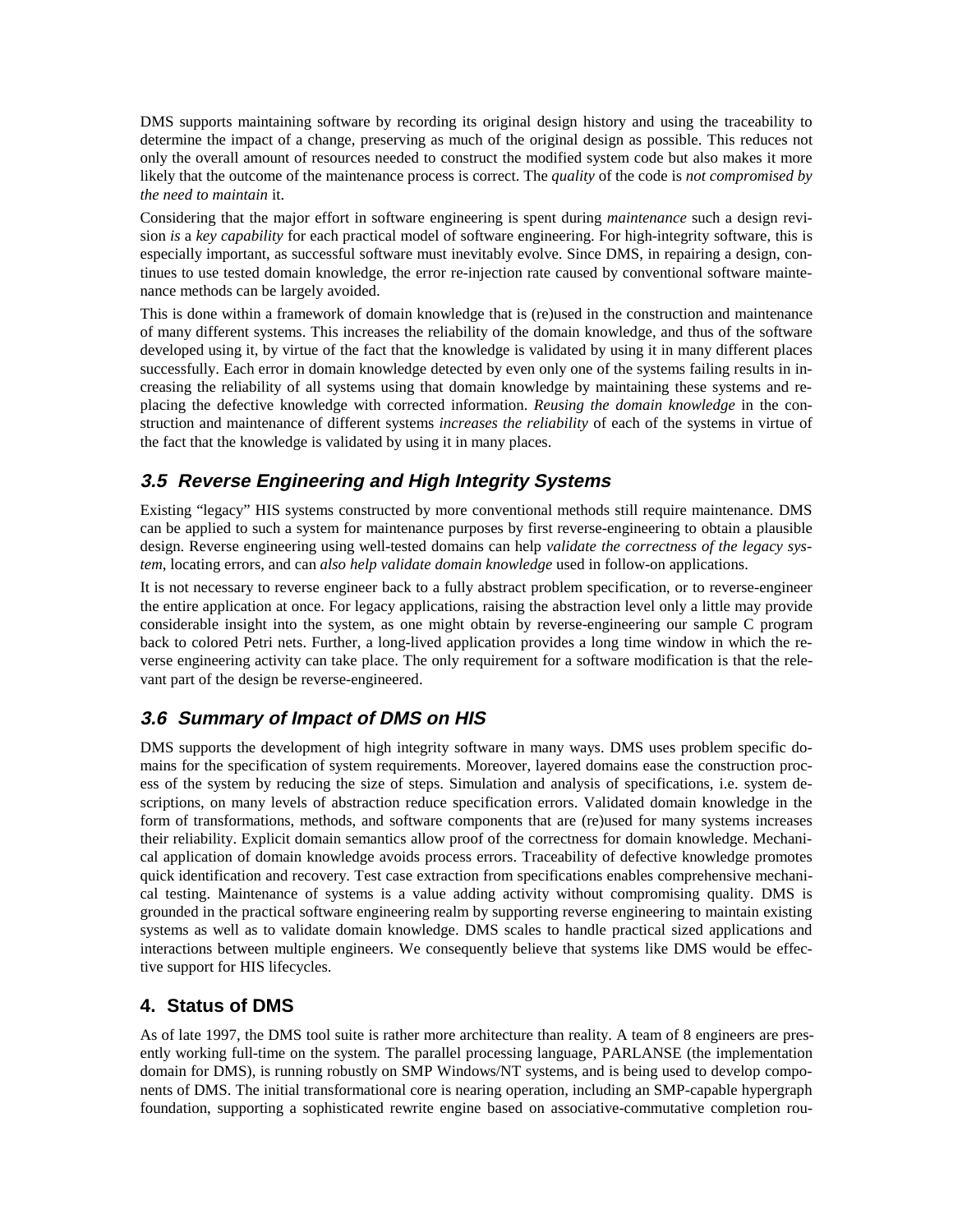DMS supports maintaining software by recording its original design history and using the traceability to determine the impact of a change, preserving as much of the original design as possible. This reduces not only the overall amount of resources needed to construct the modified system code but also makes it more likely that the outcome of the maintenance process is correct. The *quality* of the code is *not compromised by the need to maintain* it.

Considering that the major effort in software engineering is spent during *maintenance* such a design revision *is* a *key capability* for each practical model of software engineering. For high-integrity software, this is especially important, as successful software must inevitably evolve. Since DMS, in repairing a design, continues to use tested domain knowledge, the error re-injection rate caused by conventional software maintenance methods can be largely avoided.

This is done within a framework of domain knowledge that is (re)used in the construction and maintenance of many different systems. This increases the reliability of the domain knowledge, and thus of the software developed using it, by virtue of the fact that the knowledge is validated by using it in many different places successfully. Each error in domain knowledge detected by even only one of the systems failing results in increasing the reliability of all systems using that domain knowledge by maintaining these systems and replacing the defective knowledge with corrected information. *Reusing the domain knowledge* in the construction and maintenance of different systems *increases the reliability* of each of the systems in virtue of the fact that the knowledge is validated by using it in many places.

### *3.5 Reverse Engineering and High Integrity Systems*

Existing "legacy" HIS systems constructed by more conventional methods still require maintenance. DMS can be applied to such a system for maintenance purposes by first reverse-engineering to obtain a plausible design. Reverse engineering using well-tested domains can help *validate the correctness of the legacy system*, locating errors, and can *also help validate domain knowledge* used in follow-on applications.

It is not necessary to reverse engineer back to a fully abstract problem specification, or to reverse-engineer the entire application at once. For legacy applications, raising the abstraction level only a little may provide considerable insight into the system, as one might obtain by reverse-engineering our sample C program back to colored Petri nets. Further, a long-lived application provides a long time window in which the reverse engineering activity can take place. The only requirement for a software modification is that the relevant part of the design be reverse-engineered.

### *3.6 Summary of Impact of DMS on HIS*

DMS supports the development of high integrity software in many ways. DMS uses problem specific domains for the specification of system requirements. Moreover, layered domains ease the construction process of the system by reducing the size of steps. Simulation and analysis of specifications, i.e. system descriptions, on many levels of abstraction reduce specification errors. Validated domain knowledge in the form of transformations, methods, and software components that are (re)used for many systems increases their reliability. Explicit domain semantics allow proof of the correctness for domain knowledge. Mechanical application of domain knowledge avoids process errors. Traceability of defective knowledge promotes quick identification and recovery. Test case extraction from specifications enables comprehensive mechanical testing. Maintenance of systems is a value adding activity without compromising quality. DMS is grounded in the practical software engineering realm by supporting reverse engineering to maintain existing systems as well as to validate domain knowledge. DMS scales to handle practical sized applications and interactions between multiple engineers. We consequently believe that systems like DMS would be effective support for HIS lifecycles.

## 4. Status of DMS

As of late 1997, the DMS tool suite is rather more architecture than reality. A team of 8 engineers are presently working full-time on the system. The parallel processing language, PARLANSE (the implementation domain for DMS), is running robustly on SMP Windows/NT systems, and is being used to develop components of DMS. The initial transformational core is nearing operation, including an SMP-capable hypergraph foundation, supporting a sophisticated rewrite engine based on associative-commutative completion rou-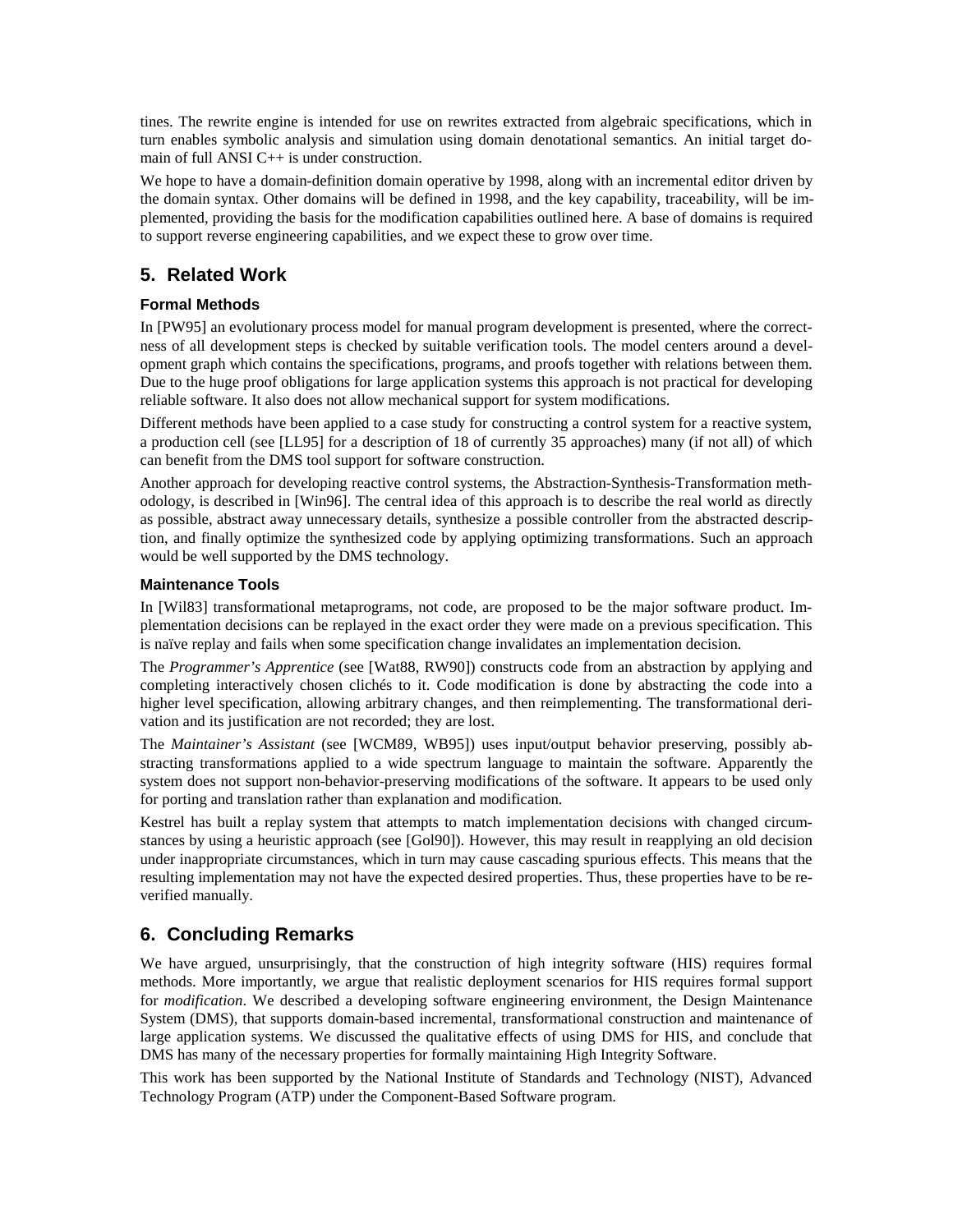tines. The rewrite engine is intended for use on rewrites extracted from algebraic specifications, which in turn enables symbolic analysis and simulation using domain denotational semantics. An initial target domain of full ANSI C++ is under construction.

We hope to have a domain-definition domain operative by 1998, along with an incremental editor driven by the domain syntax. Other domains will be defined in 1998, and the key capability, traceability, will be implemented, providing the basis for the modification capabilities outlined here. A base of domains is required to support reverse engineering capabilities, and we expect these to grow over time.

## 5. Related Work

### Formal Methods

In [PW95] an evolutionary process model for manual program development is presented, where the correctness of all development steps is checked by suitable verification tools. The model centers around a development graph which contains the specifications, programs, and proofs together with relations between them. Due to the huge proof obligations for large application systems this approach is not practical for developing reliable software. It also does not allow mechanical support for system modifications.

Different methods have been applied to a case study for constructing a control system for a reactive system, a production cell (see [LL95] for a description of 18 of currently 35 approaches) many (if not all) of which can benefit from the DMS tool support for software construction.

Another approach for developing reactive control systems, the Abstraction-Synthesis-Transformation methodology, is described in [Win96]. The central idea of this approach is to describe the real world as directly as possible, abstract away unnecessary details, synthesize a possible controller from the abstracted description, and finally optimize the synthesized code by applying optimizing transformations. Such an approach would be well supported by the DMS technology.

### Maintenance Tools

In [Wil83] transformational metaprograms, not code, are proposed to be the major software product. Implementation decisions can be replayed in the exact order they were made on a previous specification. This is naïve replay and fails when some specification change invalidates an implementation decision.

The *Programmer's Apprentice* (see [Wat88, RW90]) constructs code from an abstraction by applying and completing interactively chosen clichés to it. Code modification is done by abstracting the code into a higher level specification, allowing arbitrary changes, and then reimplementing. The transformational derivation and its justification are not recorded; they are lost.

The *Maintainer's Assistant* (see [WCM89, WB95]) uses input/output behavior preserving, possibly abstracting transformations applied to a wide spectrum language to maintain the software. Apparently the system does not support non-behavior-preserving modifications of the software. It appears to be used only for porting and translation rather than explanation and modification.

Kestrel has built a replay system that attempts to match implementation decisions with changed circumstances by using a heuristic approach (see [Gol90]). However, this may result in reapplying an old decision under inappropriate circumstances, which in turn may cause cascading spurious effects. This means that the resulting implementation may not have the expected desired properties. Thus, these properties have to be reverified manually.

## 6. Concluding Remarks

We have argued, unsurprisingly, that the construction of high integrity software (HIS) requires formal methods. More importantly, we argue that realistic deployment scenarios for HIS requires formal support for *modification*. We described a developing software engineering environment, the Design Maintenance System (DMS), that supports domain-based incremental, transformational construction and maintenance of large application systems. We discussed the qualitative effects of using DMS for HIS, and conclude that DMS has many of the necessary properties for formally maintaining High Integrity Software.

This work has been supported by the National Institute of Standards and Technology (NIST), Advanced Technology Program (ATP) under the Component-Based Software program.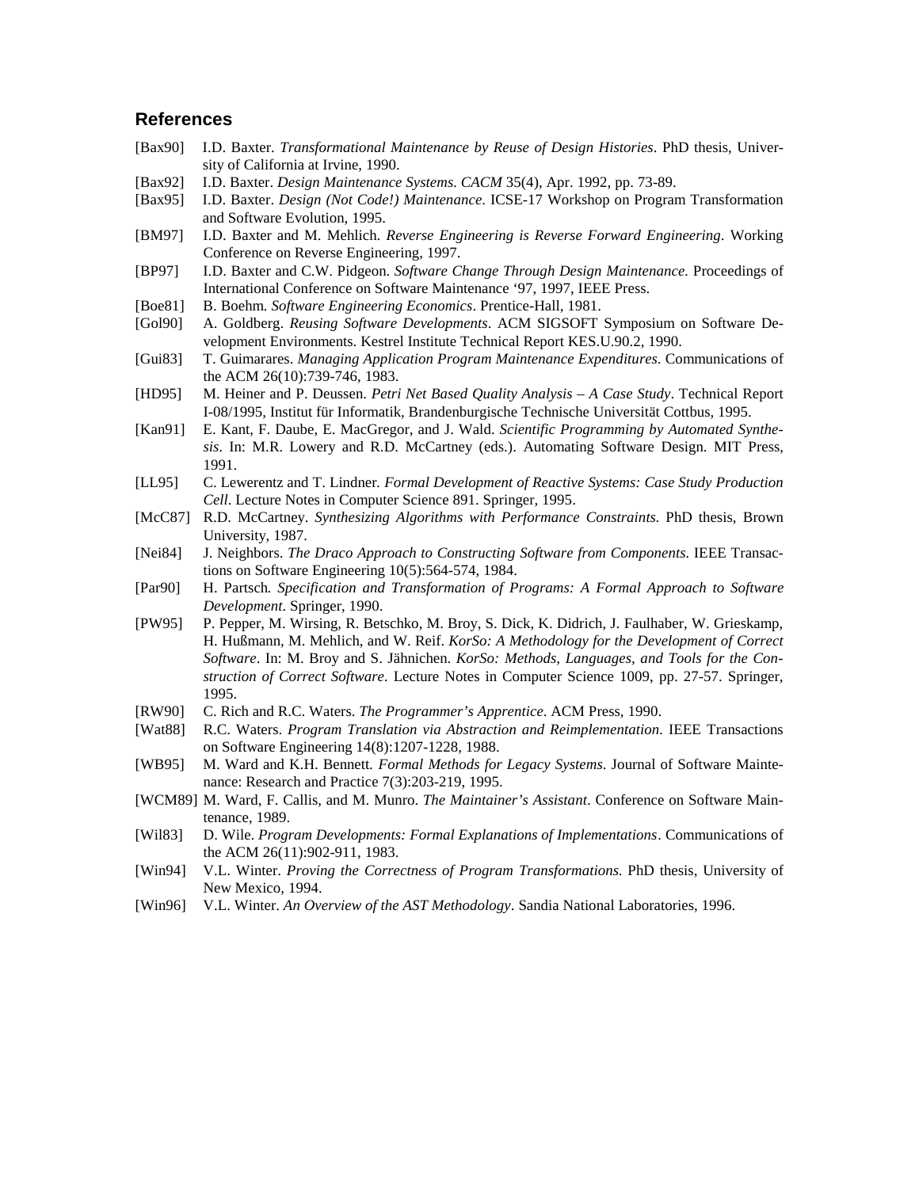## References

[Bax90] I.D. Baxter. *Transformational Maintenance by Reuse of Design Histories*. PhD thesis, University of California at Irvine, 1990.

[Bax92] I.D. Baxter. *Design Maintenance Systems. CACM* 35(4), Apr. 1992, pp. 73-89.

[Bax95] I.D. Baxter. *Design (Not Code!) Maintenance*. ICSE-17 Workshop on Program Transformation and Software Evolution, 1995.

[BM97] I.D. Baxter and M. Mehlich. *Reverse Engineering is Reverse Forward Engineering*. Working Conference on Reverse Engineering, 1997.

[BP97] I.D. Baxter and C.W. Pidgeon. *Software Change Through Design Maintenance.* Proceedings of International Conference on Software Maintenance '97, 1997, IEEE Press.

[Boe81] B. Boehm. *Software Engineering Economics*. Prentice-Hall, 1981.

[Gol90] A. Goldberg. *Reusing Software Developments*. ACM SIGSOFT Symposium on Software Development Environments. Kestrel Institute Technical Report KES.U.90.2, 1990.

[Gui83] T. Guimarares. *Managing Application Program Maintenance Expenditures*. Communications of the ACM 26(10):739-746, 1983.

[HD95] M. Heiner and P. Deussen. *Petri Net Based Quality Analysis – A Case Study*. Technical Report I-08/1995, Institut für Informatik, Brandenburgische Technische Universität Cottbus, 1995.

[Kan91] E. Kant, F. Daube, E. MacGregor, and J. Wald. *Scientific Programming by Automated Synthesis*. In: M.R. Lowery and R.D. McCartney (eds.). Automating Software Design. MIT Press, 1991.

[LL95] C. Lewerentz and T. Lindner. *Formal Development of Reactive Systems: Case Study Production Cell*. Lecture Notes in Computer Science 891. Springer, 1995.

[McC87] R.D. McCartney. *Synthesizing Algorithms with Performance Constraints.* PhD thesis, Brown University, 1987.

[Nei84] J. Neighbors. *The Draco Approach to Constructing Software from Components.* IEEE Transactions on Software Engineering 10(5):564-574, 1984.

[Par90] H. Partsch. *Specification and Transformation of Programs: A Formal Approach to Software Development*. Springer, 1990.

[PW95] P. Pepper, M. Wirsing, R. Betschko, M. Broy, S. Dick, K. Didrich, J. Faulhaber, W. Grieskamp, H. Hußmann, M. Mehlich, and W. Reif. *KorSo: A Methodology for the Development of Correct Software*. In: M. Broy and S. Jähnichen. *KorSo: Methods, Languages, and Tools for the Construction of Correct Software*. Lecture Notes in Computer Science 1009, pp. 27-57. Springer, 1995.

[RW90] C. Rich and R.C. Waters. *The Programmer's Apprentice*. ACM Press, 1990.

[Wat88] R.C. Waters. *Program Translation via Abstraction and Reimplementation*. IEEE Transactions on Software Engineering 14(8):1207-1228, 1988.

[WB95] M. Ward and K.H. Bennett. *Formal Methods for Legacy Systems*. Journal of Software Maintenance: Research and Practice 7(3):203-219, 1995.

[WCM89] M. Ward, F. Callis, and M. Munro. *The Maintainer's Assistant*. Conference on Software Maintenance, 1989.

[Wil83] D. Wile. *Program Developments: Formal Explanations of Implementations*. Communications of the ACM 26(11):902-911, 1983.

[Win94] V.L. Winter. *Proving the Correctness of Program Transformations.* PhD thesis, University of New Mexico, 1994.

[Win96] V.L. Winter. *An Overview of the AST Methodology*. Sandia National Laboratories, 1996.